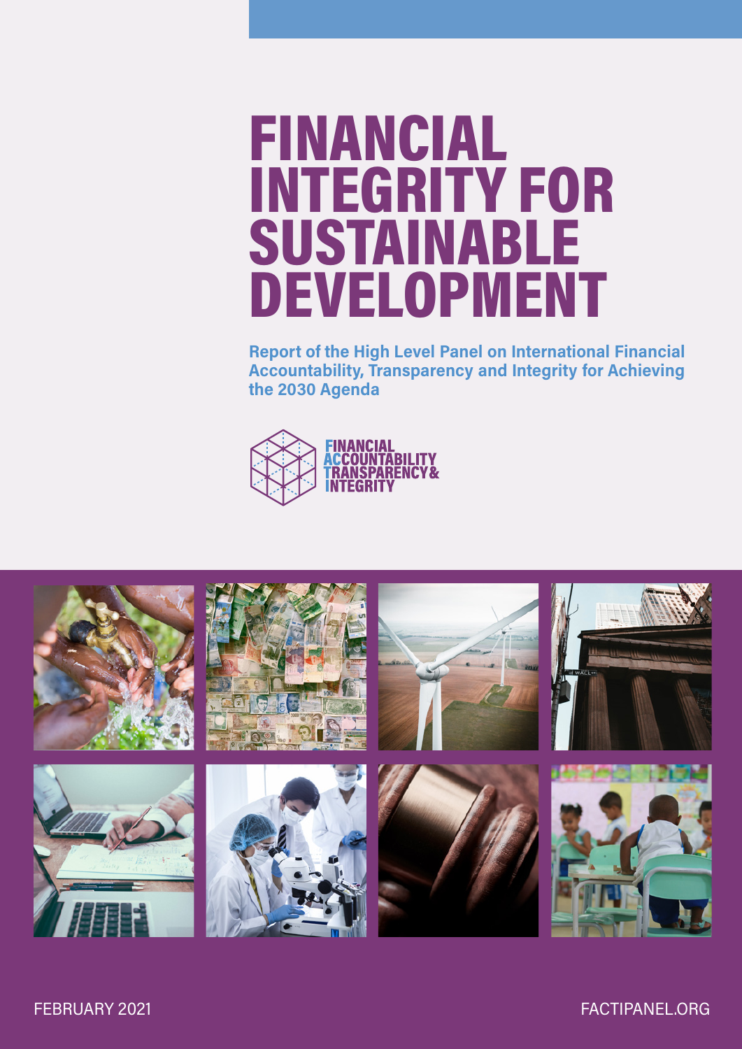# FINANCIAL INTEGRITY FOR SUSTAINABLE DEVELOPMENT

**Report of the High Level Panel on International Financial Accountability, Transparency and Integrity for Achieving the 2030 Agenda**

FINANCIAL ACCOUNTABILITY TRANSPARENCY & INTEGRITY

FEBRUARY 2021

FACTIPANEL.ORG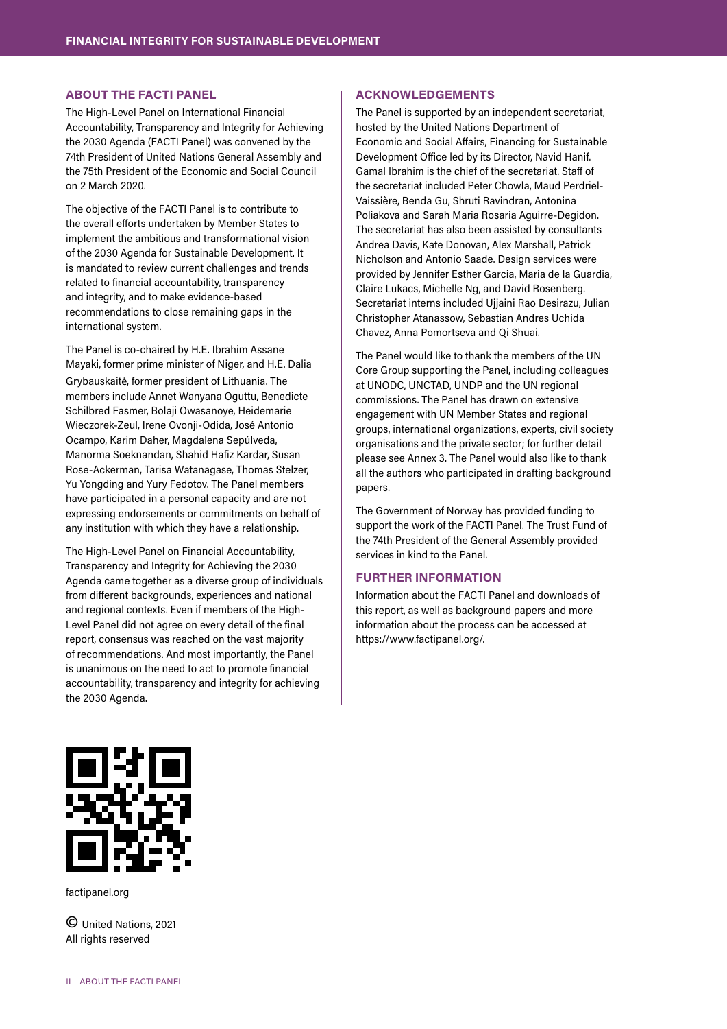## ABOUT THE FACTI PANEL

The High-Level Panel on International Financial Accountability, Transparency and Integrity for Achieving the 2030 Agenda (FACTI Panel) was convened by the 74th President of United Nations General Assembly and the 75th President of the Economic and Social Council on 2 March 2020.

The objective of the FACTI Panel is to contribute to the overall efforts undertaken by Member States to implement the ambitious and transformational vision of the 2030 Agenda for Sustainable Development. It is mandated to review current challenges and trends related to financial accountability, transparency and integrity, and to make evidence-based recommendations to close remaining gaps in the international system.

The Panel is co-chaired by H.E. Ibrahim Assane Mayaki, former prime minister of Niger, and H.E. Dalia Grybauskaitė, former president of Lithuania. The members include Annet Wanyana Oguttu, Benedicte Schilbred Fasmer, Bolaji Owasanoye, Heidemarie Wieczorek-Zeul, Irene Ovonji-Odida, José Antonio Ocampo, Karim Daher, Magdalena Sepúlveda, Manorma Soeknandan, Shahid Hafiz Kardar, Susan Rose-Ackerman, Tarisa Watanagase, Thomas Stelzer, Yu Yongding and Yury Fedotov. The Panel members have participated in a personal capacity and are not expressing endorsements or commitments on behalf of any institution with which they have a relationship.

The High-Level Panel on Financial Accountability, Transparency and Integrity for Achieving the 2030 Agenda came together as a diverse group of individuals from different backgrounds, experiences and national and regional contexts. Even if members of the High-Level Panel did not agree on every detail of the final report, consensus was reached on the vast majority of recommendations. And most importantly, the Panel is unanimous on the need to act to promote financial accountability, transparency and integrity for achieving the 2030 Agenda.

## ACKNOWLEDGEMENTS

The Panel is supported by an independent secretariat, hosted by the United Nations Department of Economic and Social Affairs, Financing for Sustainable Development Office led by its Director, Navid Hanif. Gamal Ibrahim is the chief of the secretariat. Staff of the secretariat included Peter Chowla, Maud Perdriel-Vaissière, Benda Gu, Shruti Ravindran, Antonina Poliakova and Sarah Maria Rosaria Aguirre-Degidon. The secretariat has also been assisted by consultants Andrea Davis, Kate Donovan, Alex Marshall, Patrick Nicholson and Antonio Saade. Design services were provided by Jennifer Esther Garcia, Maria de la Guardia, Claire Lukacs, Michelle Ng, and David Rosenberg. Secretariat interns included Ujjaini Rao Desirazu, Julian Christopher Atanassow, Sebastian Andres Uchida Chavez, Anna Pomortseva and Qi Shuai.

The Panel would like to thank the members of the UN Core Group supporting the Panel, including colleagues at UNODC, UNCTAD, UNDP and the UN regional commissions. The Panel has drawn on extensive engagement with UN Member States and regional groups, international organizations, experts, civil society organisations and the private sector; for further detail please see Annex 3. The Panel would also like to thank all the authors who participated in drafting background papers.

The Government of Norway has provided funding to support the work of the FACTI Panel. The Trust Fund of the 74th President of the General Assembly provided services in kind to the Panel.

## FURTHER INFORMATION

Information about the FACTI Panel and downloads of this report, as well as background papers and more information about the process can be accessed at https://www.factipanel.org/.

factipanel.org

© United Nations, 2021
All rights reserved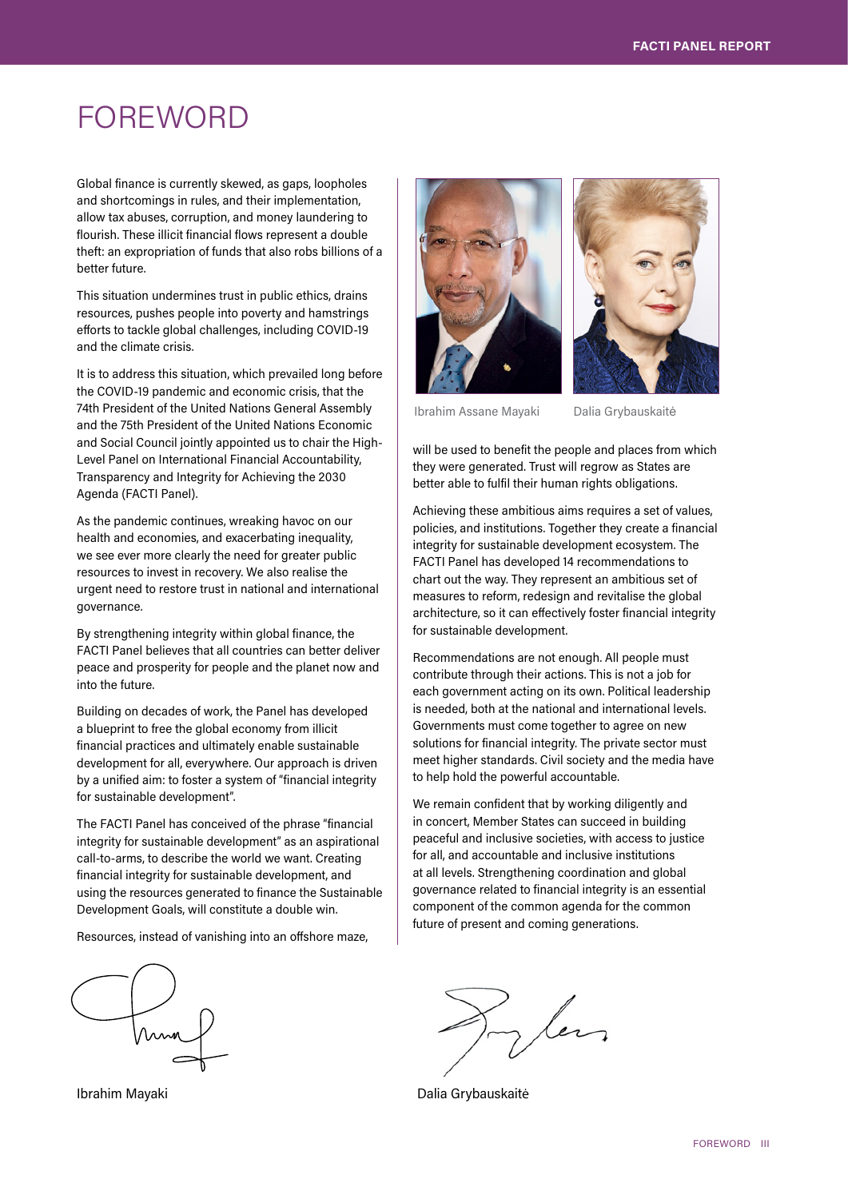# FOREWORD

Global finance is currently skewed, as gaps, loopholes and shortcomings in rules, and their implementation, allow tax abuses, corruption, and money laundering to flourish. These illicit financial flows represent a double theft: an expropriation of funds that also robs billions of a better future.

This situation undermines trust in public ethics, drains resources, pushes people into poverty and hamstrings efforts to tackle global challenges, including COVID-19 and the climate crisis.

It is to address this situation, which prevailed long before the COVID-19 pandemic and economic crisis, that the 74th President of the United Nations General Assembly and the 75th President of the United Nations Economic and Social Council jointly appointed us to chair the High-Level Panel on International Financial Accountability, Transparency and Integrity for Achieving the 2030 Agenda (FACTI Panel).

As the pandemic continues, wreaking havoc on our health and economies, and exacerbating inequality, we see ever more clearly the need for greater public resources to invest in recovery. We also realise the urgent need to restore trust in national and international governance.

By strengthening integrity within global finance, the FACTI Panel believes that all countries can better deliver peace and prosperity for people and the planet now and into the future.

Building on decades of work, the Panel has developed a blueprint to free the global economy from illicit financial practices and ultimately enable sustainable development for all, everywhere. Our approach is driven by a unified aim: to foster a system of "financial integrity for sustainable development".

The FACTI Panel has conceived of the phrase "financial integrity for sustainable development" as an aspirational call-to-arms, to describe the world we want. Creating financial integrity for sustainable development, and using the resources generated to finance the Sustainable Development Goals, will constitute a double win.

Resources, instead of vanishing into an offshore maze, will be used to benefit the people and places from which they were generated. Trust will regrow as States are better able to fulfil their human rights obligations.

Ibrahim Assane Mayaki

Dalia Grybauskaitė

Achieving these ambitious aims requires a set of values, policies, and institutions. Together they create a financial integrity for sustainable development ecosystem. The FACTI Panel has developed 14 recommendations to chart out the way. They represent an ambitious set of measures to reform, redesign and revitalise the global architecture, so it can effectively foster financial integrity for sustainable development.

Recommendations are not enough. All people must contribute through their actions. This is not a job for each government acting on its own. Political leadership is needed, both at the national and international levels. Governments must come together to agree on new solutions for financial integrity. The private sector must meet higher standards. Civil society and the media have to help hold the powerful accountable.

We remain confident that by working diligently and in concert, Member States can succeed in building peaceful and inclusive societies, with access to justice for all, and accountable and inclusive institutions at all levels. Strengthening coordination and global governance related to financial integrity is an essential component of the common agenda for the common future of present and coming generations.

Ibrahim Mayaki

Dalia Grybauskaitė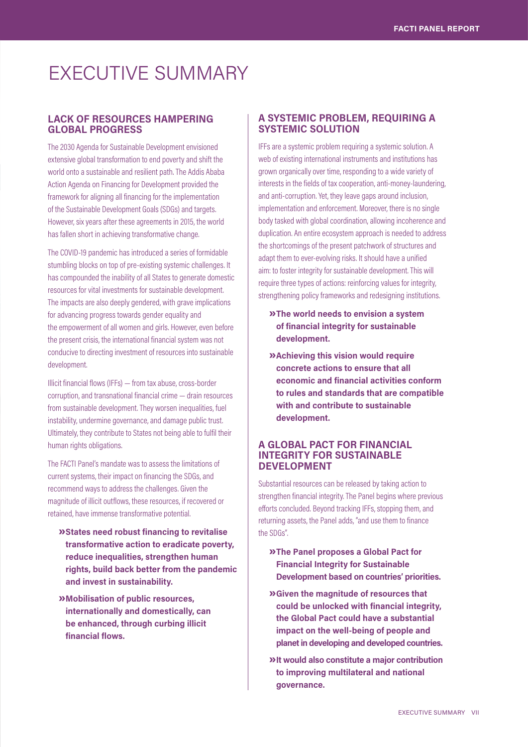# EXECUTIVE SUMMARY

## LACK OF RESOURCES HAMPERING GLOBAL PROGRESS

The 2030 Agenda for Sustainable Development envisioned extensive global transformation to end poverty and shift the world onto a sustainable and resilient path. The Addis Ababa Action Agenda on Financing for Development provided the framework for aligning all financing for the implementation of the Sustainable Development Goals (SDGs) and targets. However, six years after these agreements in 2015, the world has fallen short in achieving transformative change.

The COVID-19 pandemic has introduced a series of formidable stumbling blocks on top of pre-existing systemic challenges. It has compounded the inability of all States to generate domestic resources for vital investments for sustainable development. The impacts are also deeply gendered, with grave implications for advancing progress towards gender equality and the empowerment of all women and girls. However, even before the present crisis, the international financial system was not conducive to directing investment of resources into sustainable development.

Illicit financial flows (IFFs) — from tax abuse, cross-border corruption, and transnational financial crime — drain resources from sustainable development. They worsen inequalities, fuel instability, undermine governance, and damage public trust. Ultimately, they contribute to States not being able to fulfil their human rights obligations.

The FACTI Panel's mandate was to assess the limitations of current systems, their impact on financing the SDGs, and recommend ways to address the challenges. Given the magnitude of illicit outflows, these resources, if recovered or retained, have immense transformative potential.

- **States need robust financing to revitalise transformative action to eradicate poverty, reduce inequalities, strengthen human rights, build back better from the pandemic and invest in sustainability.**
- **Mobilisation of public resources, internationally and domestically, can be enhanced, through curbing illicit financial flows.**

## A SYSTEMIC PROBLEM, REQUIRING A SYSTEMIC SOLUTION

IFFs are a systemic problem requiring a systemic solution. A web of existing international instruments and institutions has grown organically over time, responding to a wide variety of interests in the fields of tax cooperation, anti-money-laundering, and anti-corruption. Yet, they leave gaps around inclusion, implementation and enforcement. Moreover, there is no single body tasked with global coordination, allowing incoherence and duplication. An entire ecosystem approach is needed to address the shortcomings of the present patchwork of structures and adapt them to ever-evolving risks. It should have a unified aim: to foster integrity for sustainable development. This will require three types of actions: reinforcing values for integrity, strengthening policy frameworks and redesigning institutions.

- **The world needs to envision a system of financial integrity for sustainable development.**
- **Achieving this vision would require concrete actions to ensure that all economic and financial activities conform to rules and standards that are compatible with and contribute to sustainable development.**

## A GLOBAL PACT FOR FINANCIAL INTEGRITY FOR SUSTAINABLE DEVELOPMENT

Substantial resources can be released by taking action to strengthen financial integrity. The Panel begins where previous efforts concluded. Beyond tracking IFFs, stopping them, and returning assets, the Panel adds, "and use them to finance the SDGs".

- **The Panel proposes a Global Pact for Financial Integrity for Sustainable Development based on countries' priorities.**
- **Given the magnitude of resources that could be unlocked with financial integrity, the Global Pact could have a substantial impact on the well-being of people and planet in developing and developed countries.**
- **It would also constitute a major contribution to improving multilateral and national governance.**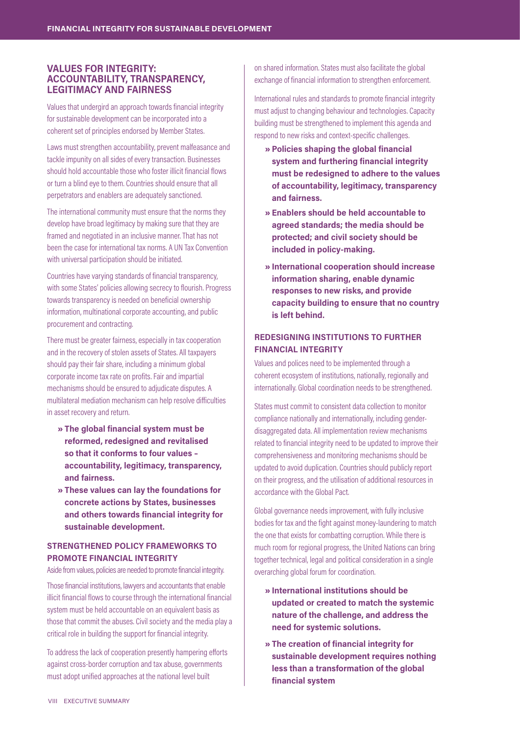## VALUES FOR INTEGRITY: ACCOUNTABILITY, TRANSPARENCY, LEGITIMACY AND FAIRNESS

Values that undergird an approach towards financial integrity for sustainable development can be incorporated into a coherent set of principles endorsed by Member States.

Laws must strengthen accountability, prevent malfeasance and tackle impunity on all sides of every transaction. Businesses should hold accountable those who foster illicit financial flows or turn a blind eye to them. Countries should ensure that all perpetrators and enablers are adequately sanctioned.

The international community must ensure that the norms they develop have broad legitimacy by making sure that they are framed and negotiated in an inclusive manner. That has not been the case for international tax norms. A UN Tax Convention with universal participation should be initiated.

Countries have varying standards of financial transparency, with some States' policies allowing secrecy to flourish. Progress towards transparency is needed on beneficial ownership information, multinational corporate accounting, and public procurement and contracting.

There must be greater fairness, especially in tax cooperation and in the recovery of stolen assets of States. All taxpayers should pay their fair share, including a minimum global corporate income tax rate on profits. Fair and impartial mechanisms should be ensured to adjudicate disputes. A multilateral mediation mechanism can help resolve difficulties in asset recovery and return.

- **The global financial system must be reformed, redesigned and revitalised so that it conforms to four values – accountability, legitimacy, transparency, and fairness.**
- **These values can lay the foundations for concrete actions by States, businesses and others towards financial integrity for sustainable development.**

## STRENGTHENED POLICY FRAMEWORKS TO PROMOTE FINANCIAL INTEGRITY

Aside from values, policies are needed to promote financial integrity.

Those financial institutions, lawyers and accountants that enable illicit financial flows to course through the international financial system must be held accountable on an equivalent basis as those that commit the abuses. Civil society and the media play a critical role in building the support for financial integrity.

To address the lack of cooperation presently hampering efforts against cross-border corruption and tax abuse, governments must adopt unified approaches at the national level built on shared information. States must also facilitate the global exchange of financial information to strengthen enforcement.

International rules and standards to promote financial integrity must adjust to changing behaviour and technologies. Capacity building must be strengthened to implement this agenda and respond to new risks and context-specific challenges.

- **Policies shaping the global financial system and furthering financial integrity must be redesigned to adhere to the values of accountability, legitimacy, transparency and fairness.**
- **Enablers should be held accountable to agreed standards; the media should be protected; and civil society should be included in policy-making.**
- **International cooperation should increase information sharing, enable dynamic responses to new risks, and provide capacity building to ensure that no country is left behind.**

## REDESIGNING INSTITUTIONS TO FURTHER FINANCIAL INTEGRITY

Values and polices need to be implemented through a coherent ecosystem of institutions, nationally, regionally and internationally. Global coordination needs to be strengthened.

States must commit to consistent data collection to monitor compliance nationally and internationally, including gender-disaggregated data. All implementation review mechanisms related to financial integrity need to be updated to improve their comprehensiveness and monitoring mechanisms should be updated to avoid duplication. Countries should publicly report on their progress, and the utilisation of additional resources in accordance with the Global Pact.

Global governance needs improvement, with fully inclusive bodies for tax and the fight against money-laundering to match the one that exists for combatting corruption. While there is much room for regional progress, the United Nations can bring together technical, legal and political consideration in a single overarching global forum for coordination.

- **International institutions should be updated or created to match the systemic nature of the challenge, and address the need for systemic solutions.**
- **The creation of financial integrity for sustainable development requires nothing less than a transformation of the global financial system**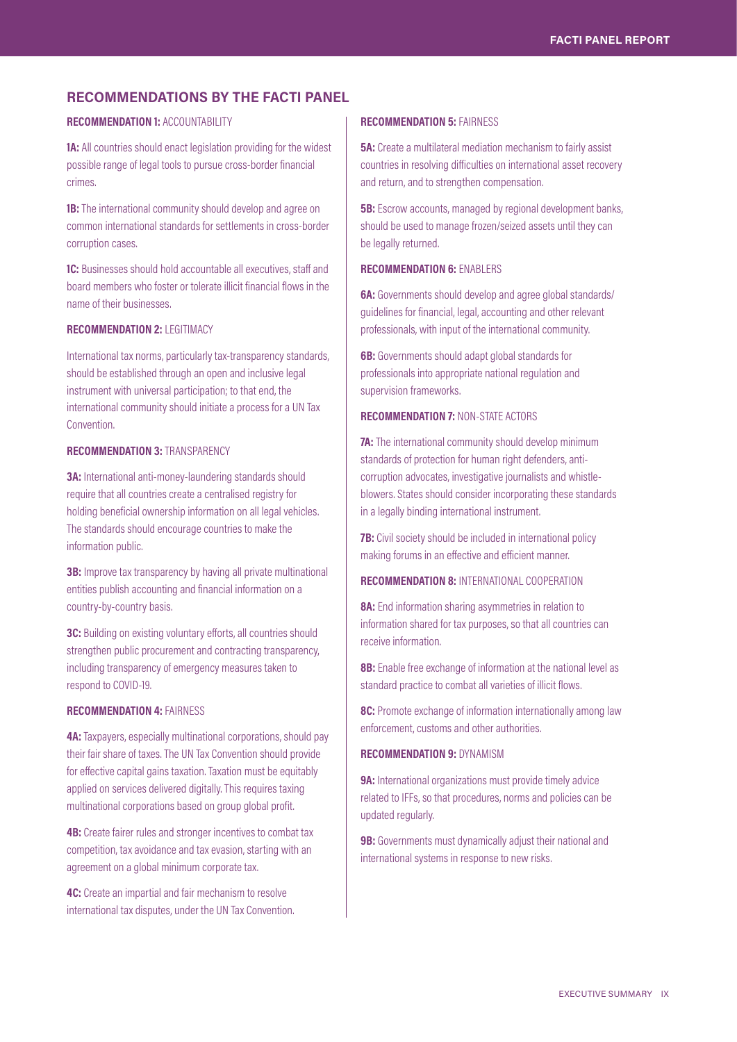## RECOMMENDATIONS BY THE FACTI PANEL

**RECOMMENDATION 1:** ACCOUNTABILITY

**1A:** All countries should enact legislation providing for the widest possible range of legal tools to pursue cross-border financial crimes.

**1B:** The international community should develop and agree on common international standards for settlements in cross-border corruption cases.

**1C:** Businesses should hold accountable all executives, staff and board members who foster or tolerate illicit financial flows in the name of their businesses.

**RECOMMENDATION 2:** LEGITIMACY

International tax norms, particularly tax-transparency standards, should be established through an open and inclusive legal instrument with universal participation; to that end, the international community should initiate a process for a UN Tax Convention.

**RECOMMENDATION 3:** TRANSPARENCY

**3A:** International anti-money-laundering standards should require that all countries create a centralised registry for holding beneficial ownership information on all legal vehicles. The standards should encourage countries to make the information public.

**3B:** Improve tax transparency by having all private multinational entities publish accounting and financial information on a country-by-country basis.

**3C:** Building on existing voluntary efforts, all countries should strengthen public procurement and contracting transparency, including transparency of emergency measures taken to respond to COVID-19.

**RECOMMENDATION 4:** FAIRNESS

**4A:** Taxpayers, especially multinational corporations, should pay their fair share of taxes. The UN Tax Convention should provide for effective capital gains taxation. Taxation must be equitably applied on services delivered digitally. This requires taxing multinational corporations based on group global profit.

**4B:** Create fairer rules and stronger incentives to combat tax competition, tax avoidance and tax evasion, starting with an agreement on a global minimum corporate tax.

**4C:** Create an impartial and fair mechanism to resolve international tax disputes, under the UN Tax Convention.

**RECOMMENDATION 5:** FAIRNESS

**5A:** Create a multilateral mediation mechanism to fairly assist countries in resolving difficulties on international asset recovery and return, and to strengthen compensation.

**5B:** Escrow accounts, managed by regional development banks, should be used to manage frozen/seized assets until they can be legally returned.

**RECOMMENDATION 6:** ENABLERS

**6A:** Governments should develop and agree global standards/guidelines for financial, legal, accounting and other relevant professionals, with input of the international community.

**6B:** Governments should adapt global standards for professionals into appropriate national regulation and supervision frameworks.

**RECOMMENDATION 7:** NON-STATE ACTORS

**7A:** The international community should develop minimum standards of protection for human right defenders, anti-corruption advocates, investigative journalists and whistle-blowers. States should consider incorporating these standards in a legally binding international instrument.

**7B:** Civil society should be included in international policy making forums in an effective and efficient manner.

**RECOMMENDATION 8:** INTERNATIONAL COOPERATION

**8A:** End information sharing asymmetries in relation to information shared for tax purposes, so that all countries can receive information.

**8B:** Enable free exchange of information at the national level as standard practice to combat all varieties of illicit flows.

**8C:** Promote exchange of information internationally among law enforcement, customs and other authorities.

**RECOMMENDATION 9:** DYNAMISM

**9A:** International organizations must provide timely advice related to IFFs, so that procedures, norms and policies can be updated regularly.

**9B:** Governments must dynamically adjust their national and international systems in response to new risks.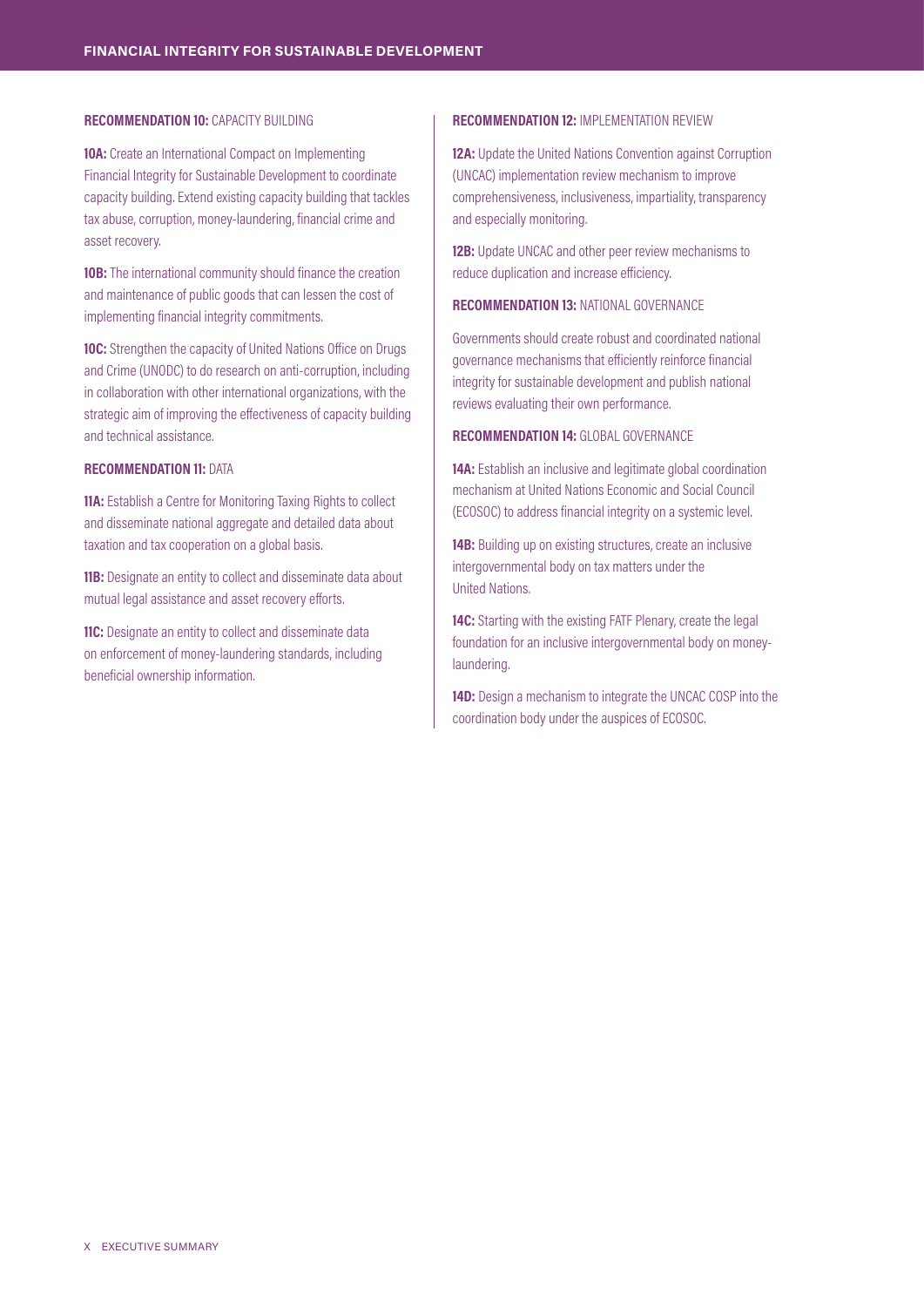**RECOMMENDATION 10:** CAPACITY BUILDING

**10A:** Create an International Compact on Implementing Financial Integrity for Sustainable Development to coordinate capacity building. Extend existing capacity building that tackles tax abuse, corruption, money-laundering, financial crime and asset recovery.

**10B:** The international community should finance the creation and maintenance of public goods that can lessen the cost of implementing financial integrity commitments.

**10C:** Strengthen the capacity of United Nations Office on Drugs and Crime (UNODC) to do research on anti-corruption, including in collaboration with other international organizations, with the strategic aim of improving the effectiveness of capacity building and technical assistance.

**RECOMMENDATION 11:** DATA

**11A:** Establish a Centre for Monitoring Taxing Rights to collect and disseminate national aggregate and detailed data about taxation and tax cooperation on a global basis.

**11B:** Designate an entity to collect and disseminate data about mutual legal assistance and asset recovery efforts.

**11C:** Designate an entity to collect and disseminate data on enforcement of money-laundering standards, including beneficial ownership information.

**RECOMMENDATION 12:** IMPLEMENTATION REVIEW

**12A:** Update the United Nations Convention against Corruption (UNCAC) implementation review mechanism to improve comprehensiveness, inclusiveness, impartiality, transparency and especially monitoring.

**12B:** Update UNCAC and other peer review mechanisms to reduce duplication and increase efficiency.

**RECOMMENDATION 13:** NATIONAL GOVERNANCE

Governments should create robust and coordinated national governance mechanisms that efficiently reinforce financial integrity for sustainable development and publish national reviews evaluating their own performance.

**RECOMMENDATION 14:** GLOBAL GOVERNANCE

**14A:** Establish an inclusive and legitimate global coordination mechanism at United Nations Economic and Social Council (ECOSOC) to address financial integrity on a systemic level.

**14B:** Building up on existing structures, create an inclusive intergovernmental body on tax matters under the United Nations.

**14C:** Starting with the existing FATF Plenary, create the legal foundation for an inclusive intergovernmental body on money-laundering.

**14D:** Design a mechanism to integrate the UNCAC COSP into the coordination body under the auspices of ECOSOC.